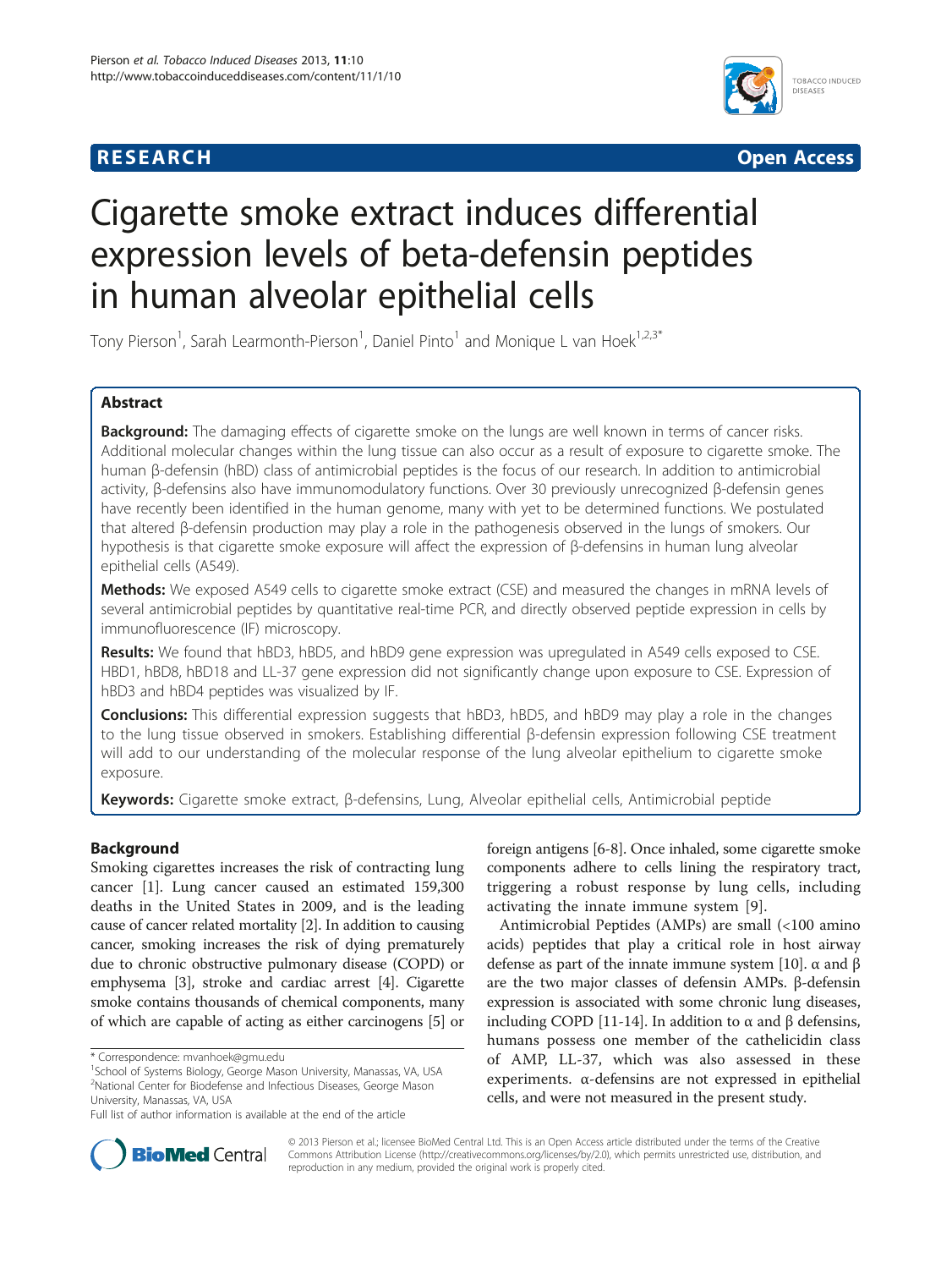**RESEARCH** **Open Access**

# Cigarette smoke extract induces differential expression levels of beta-defensin peptides in human alveolar epithelial cells

Tony Pierson[1], Sarah Learmonth-Pierson[1], Daniel Pinto[1] and Monique L van Hoek[1,2,3*]

## Abstract

**Background:** The damaging effects of cigarette smoke on the lungs are well known in terms of cancer risks. Additional molecular changes within the lung tissue can also occur as a result of exposure to cigarette smoke. The human β-defensin (hBD) class of antimicrobial peptides is the focus of our research. In addition to antimicrobial activity, β-defensins also have immunomodulatory functions. Over 30 previously unrecognized β-defensin genes have recently been identified in the human genome, many with yet to be determined functions. We postulated that altered β-defensin production may play a role in the pathogenesis observed in the lungs of smokers. Our hypothesis is that cigarette smoke exposure will affect the expression of β-defensins in human lung alveolar epithelial cells (A549).

**Methods:** We exposed A549 cells to cigarette smoke extract (CSE) and measured the changes in mRNA levels of several antimicrobial peptides by quantitative real-time PCR, and directly observed peptide expression in cells by immunofluorescence (IF) microscopy.

**Results:** We found that hBD3, hBD5, and hBD9 gene expression was upregulated in A549 cells exposed to CSE. HBD1, hBD8, hBD18 and LL-37 gene expression did not significantly change upon exposure to CSE. Expression of hBD3 and hBD4 peptides was visualized by IF.

**Conclusions:** This differential expression suggests that hBD3, hBD5, and hBD9 may play a role in the changes to the lung tissue observed in smokers. Establishing differential β-defensin expression following CSE treatment will add to our understanding of the molecular response of the lung alveolar epithelium to cigarette smoke exposure.

**Keywords:** Cigarette smoke extract, β-defensins, Lung, Alveolar epithelial cells, Antimicrobial peptide

## Background

Smoking cigarettes increases the risk of contracting lung cancer [1]. Lung cancer caused an estimated 159,300 deaths in the United States in 2009, and is the leading cause of cancer related mortality [2]. In addition to causing cancer, smoking increases the risk of dying prematurely due to chronic obstructive pulmonary disease (COPD) or emphysema [3], stroke and cardiac arrest [4]. Cigarette smoke contains thousands of chemical components, many of which are capable of acting as either carcinogens [5] or foreign antigens [6-8]. Once inhaled, some cigarette smoke components adhere to cells lining the respiratory tract, triggering a robust response by lung cells, including activating the innate immune system [9].

Antimicrobial Peptides (AMPs) are small (<100 amino acids) peptides that play a critical role in host airway defense as part of the innate immune system [10]. α and β are the two major classes of defensin AMPs. β-defensin expression is associated with some chronic lung diseases, including COPD [11-14]. In addition to α and β defensins, humans possess one member of the cathelicidin class of AMP, LL-37, which was also assessed in these experiments. α-defensins are not expressed in epithelial cells, and were not measured in the present study.

* Correspondence: mvanhoek@gmu.edu

[1]School of Systems Biology, George Mason University, Manassas, VA, USA

[2]National Center for Biodefense and Infectious Diseases, George Mason University, Manassas, VA, USA

Full list of author information is available at the end of the article

© 2013 Pierson et al.; licensee BioMed Central Ltd. This is an Open Access article distributed under the terms of the Creative Commons Attribution License (http://creativecommons.org/licenses/by/2.0), which permits unrestricted use, distribution, and reproduction in any medium, provided the original work is properly cited.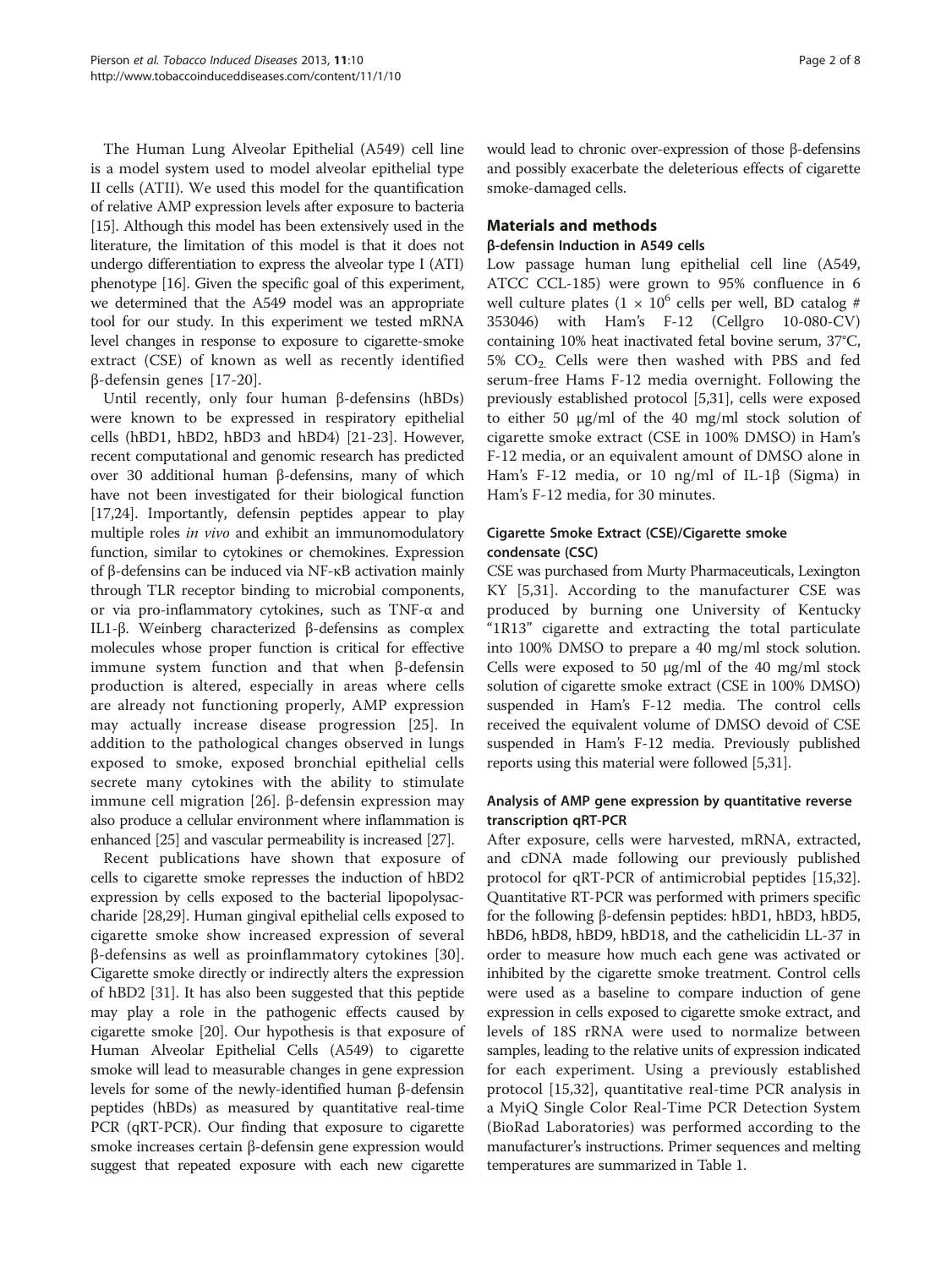The Human Lung Alveolar Epithelial (A549) cell line is a model system used to model alveolar epithelial type II cells (ATII). We used this model for the quantification of relative AMP expression levels after exposure to bacteria [15]. Although this model has been extensively used in the literature, the limitation of this model is that it does not undergo differentiation to express the alveolar type I (ATI) phenotype [16]. Given the specific goal of this experiment, we determined that the A549 model was an appropriate tool for our study. In this experiment we tested mRNA level changes in response to exposure to cigarette-smoke extract (CSE) of known as well as recently identified β-defensin genes [17-20].

Until recently, only four human β-defensins (hBDs) were known to be expressed in respiratory epithelial cells (hBD1, hBD2, hBD3 and hBD4) [21-23]. However, recent computational and genomic research has predicted over 30 additional human β-defensins, many of which have not been investigated for their biological function [17,24]. Importantly, defensin peptides appear to play multiple roles *in vivo* and exhibit an immunomodulatory function, similar to cytokines or chemokines. Expression of β-defensins can be induced via NF-κB activation mainly through TLR receptor binding to microbial components, or via pro-inflammatory cytokines, such as TNF-α and IL1-β. Weinberg characterized β-defensins as complex molecules whose proper function is critical for effective immune system function and that when β-defensin production is altered, especially in areas where cells are already not functioning properly, AMP expression may actually increase disease progression [25]. In addition to the pathological changes observed in lungs exposed to smoke, exposed bronchial epithelial cells secrete many cytokines with the ability to stimulate immune cell migration [26]. β-defensin expression may also produce a cellular environment where inflammation is enhanced [25] and vascular permeability is increased [27].

Recent publications have shown that exposure of cells to cigarette smoke represses the induction of hBD2 expression by cells exposed to the bacterial lipopolysaccharide [28,29]. Human gingival epithelial cells exposed to cigarette smoke show increased expression of several β-defensins as well as proinflammatory cytokines [30]. Cigarette smoke directly or indirectly alters the expression of hBD2 [31]. It has also been suggested that this peptide may play a role in the pathogenic effects caused by cigarette smoke [20]. Our hypothesis is that exposure of Human Alveolar Epithelial Cells (A549) to cigarette smoke will lead to measurable changes in gene expression levels for some of the newly-identified human β-defensin peptides (hBDs) as measured by quantitative real-time PCR (qRT-PCR). Our finding that exposure to cigarette smoke increases certain β-defensin gene expression would suggest that repeated exposure with each new cigarette would lead to chronic over-expression of those β-defensins and possibly exacerbate the deleterious effects of cigarette smoke-damaged cells.

## Materials and methods

### β-defensin Induction in A549 cells

Low passage human lung epithelial cell line (A549, ATCC CCL-185) were grown to 95% confluence in 6 well culture plates ($1 \times 10^6$ cells per well, BD catalog # 353046) with Ham's F-12 (Cellgro 10-080-CV) containing 10% heat inactivated fetal bovine serum, 37°C, 5% $CO_2$. Cells were then washed with PBS and fed serum-free Hams F-12 media overnight. Following the previously established protocol [5,31], cells were exposed to either 50 μg/ml of the 40 mg/ml stock solution of cigarette smoke extract (CSE in 100% DMSO) in Ham's F-12 media, or an equivalent amount of DMSO alone in Ham's F-12 media, or 10 ng/ml of IL-1β (Sigma) in Ham's F-12 media, for 30 minutes.

### Cigarette Smoke Extract (CSE)/Cigarette smoke condensate (CSC)

CSE was purchased from Murty Pharmaceuticals, Lexington KY [5,31]. According to the manufacturer CSE was produced by burning one University of Kentucky "1R13" cigarette and extracting the total particulate into 100% DMSO to prepare a 40 mg/ml stock solution. Cells were exposed to 50 μg/ml of the 40 mg/ml stock solution of cigarette smoke extract (CSE in 100% DMSO) suspended in Ham's F-12 media. The control cells received the equivalent volume of DMSO devoid of CSE suspended in Ham's F-12 media. Previously published reports using this material were followed [5,31].

### Analysis of AMP gene expression by quantitative reverse transcription qRT-PCR

After exposure, cells were harvested, mRNA, extracted, and cDNA made following our previously published protocol for qRT-PCR of antimicrobial peptides [15,32]. Quantitative RT-PCR was performed with primers specific for the following β-defensin peptides: hBD1, hBD3, hBD5, hBD6, hBD8, hBD9, hBD18, and the cathelicidin LL-37 in order to measure how much each gene was activated or inhibited by the cigarette smoke treatment. Control cells were used as a baseline to compare induction of gene expression in cells exposed to cigarette smoke extract, and levels of 18S rRNA were used to normalize between samples, leading to the relative units of expression indicated for each experiment. Using a previously established protocol [15,32], quantitative real-time PCR analysis in a MyiQ Single Color Real-Time PCR Detection System (BioRad Laboratories) was performed according to the manufacturer's instructions. Primer sequences and melting temperatures are summarized in Table 1.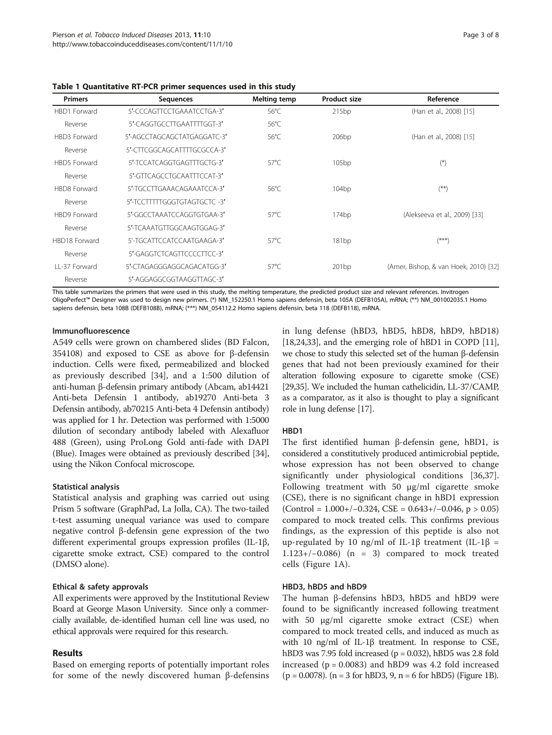**Table 1 Quantitative RT-PCR primer sequences used in this study**

| Primers | Sequences | Melting temp | Product size | Reference |
|---|---|---|---|---|
| HBD1 Forward | 5′-CCCAGTTCCTGAAATCCTGA-3′ | 56°C | 215bp | (Han et al., 2008) [15] |
| Reverse | 5′-CAGGTGCCTTGAATTTTGGT-3′ | 56°C | | |
| HBD3 Forward | 5′-AGCCTAGCAGCTATGAGGATC-3′ | 56°C | 206bp | (Han et al., 2008) [15] |
| Reverse | 5′-CTTCGGCAGCATTTTGCGCCA-3′ | | | |
| HBD5 Forward | 5′-TCCATCAGGTGAGTTTGCTG-3′ | 57°C | 105bp | (*) |
| Reverse | 5′-GTTCAGCCTGCAATTTCCAT-3′ | | | |
| HBD8 Forward | 5′-TGCCTTGAAACAGAAATCCA-3′ | 56°C | 104bp | (**) |
| Reverse | 5′-TCCTTTTTGGGTGTAGTGCTC -3′ | | | |
| HBD9 Forward | 5′-GGCCTAAATCCAGGTGTGAA-3′ | 57°C | 174bp | (Alekseeva et al., 2009) [33] |
| Reverse | 5′-TCAAATGTTGGCAAGTGGAG-3′ | | | |
| HBD18 Forward | 5'-TGCATTCCATCCAATGAAGA-3′ | 57°C | 181bp | (***) |
| Reverse | 5′-GAGGTCTCAGTTCCCCTTCC-3′ | | | |
| LL-37 Forward | 5′-CTAGAGGGAGGCAGACATGG-3′ | 57°C | 201bp | (Amer, Bishop, & van Hoek, 2010) [32] |
| Reverse | 5′-AGGAGGCGGTAAGGTTAGC-3′ | | | |

This table summarizes the primers that were used in this study, the melting temperature, the predicted product size and relevant references. Invitrogen OligoPerfect™ Designer was used to design new primers. (*) NM_152250.1 Homo sapiens defensin, beta 105A (DEFB105A), mRNA; (**) NM_001002035.1 Homo sapiens defensin, beta 108B (DEFB108B), mRNA; (***) NM_054112.2 Homo sapiens defensin, beta 118 (DEFB118), mRNA.

### Immunofluorescence

A549 cells were grown on chambered slides (BD Falcon, 354108) and exposed to CSE as above for β-defensin induction. Cells were fixed, permeabilized and blocked as previously described [34], and a 1:500 dilution of anti-human β-defensin primary antibody (Abcam, ab14421 Anti-beta Defensin 1 antibody, ab19270 Anti-beta 3 Defensin antibody, ab70215 Anti-beta 4 Defensin antibody) was applied for 1 hr. Detection was performed with 1:5000 dilution of secondary antibody labeled with Alexafluor 488 (Green), using ProLong Gold anti-fade with DAPI (Blue). Images were obtained as previously described [34], using the Nikon Confocal microscope.

### Statistical analysis

Statistical analysis and graphing was carried out using Prism 5 software (GraphPad, La Jolla, CA). The two-tailed t-test assuming unequal variance was used to compare negative control β-defensin gene expression of the two different experimental groups expression profiles (IL-1β, cigarette smoke extract, CSE) compared to the control (DMSO alone).

### Ethical & safety approvals

All experiments were approved by the Institutional Review Board at George Mason University. Since only a commercially available, de-identified human cell line was used, no ethical approvals were required for this research.

## Results

Based on emerging reports of potentially important roles for some of the newly discovered human β-defensins in lung defense (hBD3, hBD5, hBD8, hBD9, hBD18) [18,24,33], and the emerging role of hBD1 in COPD [11], we chose to study this selected set of the human β-defensin genes that had not been previously examined for their alteration following exposure to cigarette smoke (CSE) [29,35]. We included the human cathelicidin, LL-37/CAMP, as a comparator, as it also is thought to play a significant role in lung defense [17].

### HBD1

The first identified human β-defensin gene, hBD1, is considered a constitutively produced antimicrobial peptide, whose expression has not been observed to change significantly under physiological conditions [36,37]. Following treatment with 50 μg/ml cigarette smoke (CSE), there is no significant change in hBD1 expression (Control = 1.000+/−0.324, CSE = 0.643+/−0.046, $p > 0.05$) compared to mock treated cells. This confirms previous findings, as the expression of this peptide is also not up-regulated by 10 ng/ml of IL-1β treatment (IL-1β = 1.123+/−0.086) (n = 3) compared to mock treated cells (Figure 1A).

### HBD3, hBD5 and hBD9

The human β-defensins hBD3, hBD5 and hBD9 were found to be significantly increased following treatment with 50 μg/ml cigarette smoke extract (CSE) when compared to mock treated cells, and induced as much as with 10 ng/ml of IL-1β treatment. In response to CSE, hBD3 was 7.95 fold increased ($p = 0.032$), hBD5 was 2.8 fold increased ($p = 0.0083$) and hBD9 was 4.2 fold increased ($p = 0.0078$). (n = 3 for hBD3, 9, n = 6 for hBD5) (Figure 1B).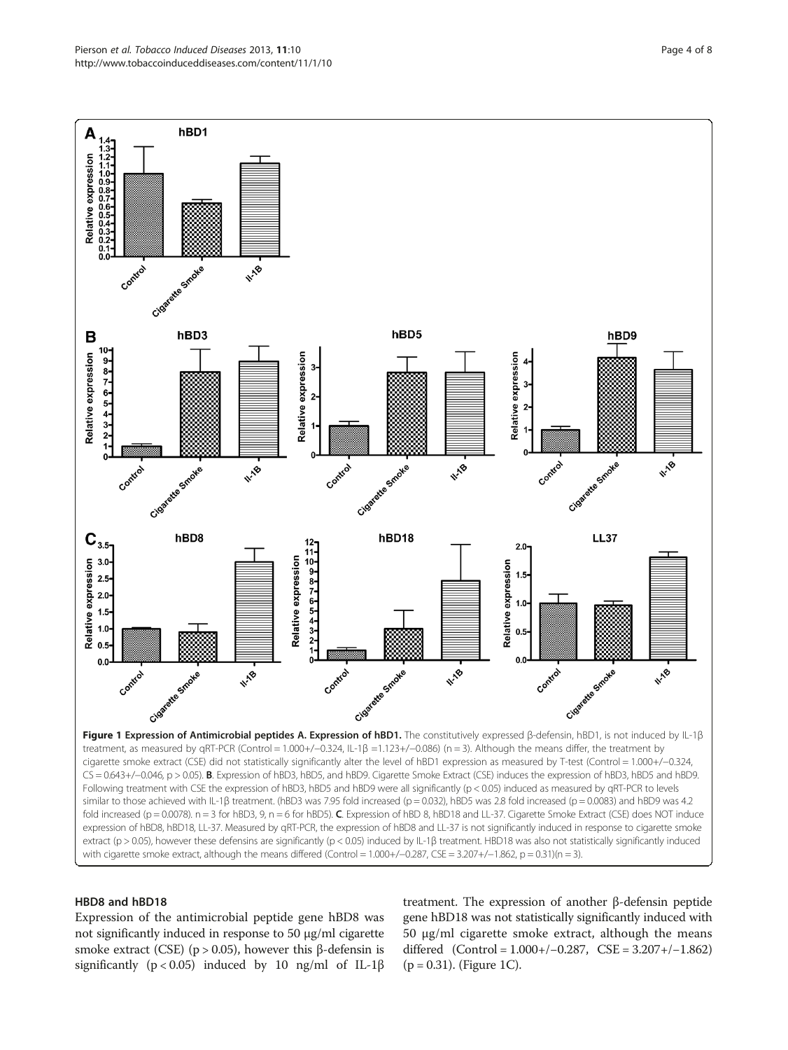**Figure 1 Expression of Antimicrobial peptides A. Expression of hBD1.** The constitutively expressed β-defensin, hBD1, is not induced by IL-1β treatment, as measured by qRT-PCR (Control = 1.000+/−0.324, IL-1β =1.123+/−0.086) (n = 3). Although the means differ, the treatment by cigarette smoke extract (CSE) did not statistically significantly alter the level of hBD1 expression as measured by T-test (Control = 1.000+/−0.324, CS = 0.643+/−0.046, p > 0.05). **B**. Expression of hBD3, hBD5, and hBD9. Cigarette Smoke Extract (CSE) induces the expression of hBD3, hBD5 and hBD9. Following treatment with CSE the expression of hBD3, hBD5 and hBD9 were all significantly (p < 0.05) induced as measured by qRT-PCR to levels similar to those achieved with IL-1β treatment. (hBD3 was 7.95 fold increased (p = 0.032), hBD5 was 2.8 fold increased (p = 0.0083) and hBD9 was 4.2 fold increased (p = 0.0078). n = 3 for hBD3, 9, n = 6 for hBD5). **C**. Expression of hBD 8, hBD18 and LL-37. Cigarette Smoke Extract (CSE) does NOT induce expression of hBD8, hBD18, LL-37. Measured by qRT-PCR, the expression of hBD8 and LL-37 is not significantly induced in response to cigarette smoke extract (p > 0.05), however these defensins are significantly (p < 0.05) induced by IL-1β treatment. HBD18 was also not statistically significantly induced with cigarette smoke extract, although the means differed (Control = 1.000+/−0.287, CSE = 3.207+/−1.862, p = 0.31)(n = 3).

### HBD8 and hBD18

Expression of the antimicrobial peptide gene hBD8 was not significantly induced in response to 50 μg/ml cigarette smoke extract (CSE) (p > 0.05), however this β-defensin is significantly (p < 0.05) induced by 10 ng/ml of IL-1β treatment. The expression of another β-defensin peptide gene hBD18 was not statistically significantly induced with 50 μg/ml cigarette smoke extract, although the means differed (Control = 1.000+/−0.287, CSE = 3.207+/−1.862) (p = 0.31). (Figure 1C).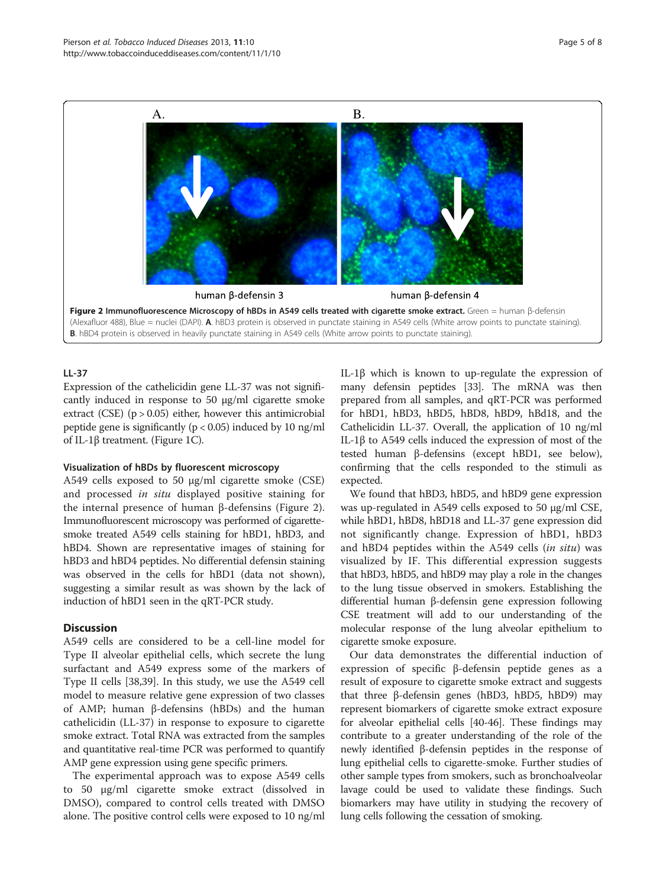Figure 2 Immunofluorescence Microscopy of hBDs in A549 cells treated with cigarette smoke extract. Green = human β-defensin (Alexafluor 488), Blue = nuclei (DAPI). **A**. hBD3 protein is observed in punctate staining in A549 cells (White arrow points to punctate staining). **B**. hBD4 protein is observed in heavily punctate staining in A549 cells (White arrow points to punctate staining).

#### LL-37

Expression of the cathelicidin gene LL-37 was not significantly induced in response to 50 μg/ml cigarette smoke extract (CSE) ($p > 0.05$) either, however this antimicrobial peptide gene is significantly ($p < 0.05$) induced by 10 ng/ml of IL-1β treatment. (Figure 1C).

#### Visualization of hBDs by fluorescent microscopy

A549 cells exposed to 50 μg/ml cigarette smoke (CSE) and processed *in situ* displayed positive staining for the internal presence of human β-defensins (Figure 2). Immunofluorescent microscopy was performed of cigarette-smoke treated A549 cells staining for hBD1, hBD3, and hBD4. Shown are representative images of staining for hBD3 and hBD4 peptides. No differential defensin staining was observed in the cells for hBD1 (data not shown), suggesting a similar result as was shown by the lack of induction of hBD1 seen in the qRT-PCR study.

## Discussion

A549 cells are considered to be a cell-line model for Type II alveolar epithelial cells, which secrete the lung surfactant and A549 express some of the markers of Type II cells [38,39]. In this study, we use the A549 cell model to measure relative gene expression of two classes of AMP; human β-defensins (hBDs) and the human cathelicidin (LL-37) in response to exposure to cigarette smoke extract. Total RNA was extracted from the samples and quantitative real-time PCR was performed to quantify AMP gene expression using gene specific primers.

The experimental approach was to expose A549 cells to 50 μg/ml cigarette smoke extract (dissolved in DMSO), compared to control cells treated with DMSO alone. The positive control cells were exposed to 10 ng/ml IL-1β which is known to up-regulate the expression of many defensin peptides [33]. The mRNA was then prepared from all samples, and qRT-PCR was performed for hBD1, hBD3, hBD5, hBD8, hBD9, hBd18, and the Cathelicidin LL-37. Overall, the application of 10 ng/ml IL-1β to A549 cells induced the expression of most of the tested human β-defensins (except hBD1, see below), confirming that the cells responded to the stimuli as expected.

We found that hBD3, hBD5, and hBD9 gene expression was up-regulated in A549 cells exposed to 50 μg/ml CSE, while hBD1, hBD8, hBD18 and LL-37 gene expression did not significantly change. Expression of hBD1, hBD3 and hBD4 peptides within the A549 cells (*in situ*) was visualized by IF. This differential expression suggests that hBD3, hBD5, and hBD9 may play a role in the changes to the lung tissue observed in smokers. Establishing the differential human β-defensin gene expression following CSE treatment will add to our understanding of the molecular response of the lung alveolar epithelium to cigarette smoke exposure.

Our data demonstrates the differential induction of expression of specific β-defensin peptide genes as a result of exposure to cigarette smoke extract and suggests that three β-defensin genes (hBD3, hBD5, hBD9) may represent biomarkers of cigarette smoke extract exposure for alveolar epithelial cells [40-46]. These findings may contribute to a greater understanding of the role of the newly identified β-defensin peptides in the response of lung epithelial cells to cigarette-smoke. Further studies of other sample types from smokers, such as bronchoalveolar lavage could be used to validate these findings. Such biomarkers may have utility in studying the recovery of lung cells following the cessation of smoking.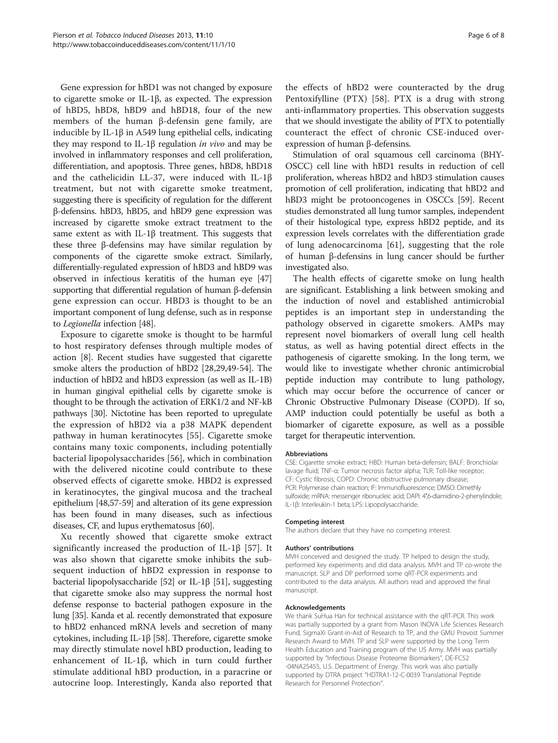Gene expression for hBD1 was not changed by exposure to cigarette smoke or IL-1β, as expected. The expression of hBD5, hBD8, hBD9 and hBD18, four of the new members of the human β-defensin gene family, are inducible by IL-1β in A549 lung epithelial cells, indicating they may respond to IL-1β regulation *in vivo* and may be involved in inflammatory responses and cell proliferation, differentiation, and apoptosis. Three genes, hBD8, hBD18 and the cathelicidin LL-37, were induced with IL-1β treatment, but not with cigarette smoke treatment, suggesting there is specificity of regulation for the different β-defensins. hBD3, hBD5, and hBD9 gene expression was increased by cigarette smoke extract treatment to the same extent as with IL-1β treatment. This suggests that these three β-defensins may have similar regulation by components of the cigarette smoke extract. Similarly, differentially-regulated expression of hBD3 and hBD9 was observed in infectious keratitis of the human eye [47] supporting that differential regulation of human β-defensin gene expression can occur. HBD3 is thought to be an important component of lung defense, such as in response to *Legionella* infection [48].

Exposure to cigarette smoke is thought to be harmful to host respiratory defenses through multiple modes of action [8]. Recent studies have suggested that cigarette smoke alters the production of hBD2 [28,29,49-54]. The induction of hBD2 and hBD3 expression (as well as IL-1B) in human gingival epithelial cells by cigarette smoke is thought to be through the activation of ERK1/2 and NF-kB pathways [30]. Nictotine has been reported to upregulate the expression of hBD2 via a p38 MAPK dependent pathway in human keratinocytes [55]. Cigarette smoke contains many toxic components, including potentially bacterial lipopolysaccharides [56], which in combination with the delivered nicotine could contribute to these observed effects of cigarette smoke. HBD2 is expressed in keratinocytes, the gingival mucosa and the tracheal epithelium [48,57-59] and alteration of its gene expression has been found in many diseases, such as infectious diseases, CF, and lupus erythematosus [60].

Xu recently showed that cigarette smoke extract significantly increased the production of IL-1β [57]. It was also shown that cigarette smoke inhibits the subsequent induction of hBD2 expression in response to bacterial lipopolysaccharide [52] or IL-1β [51], suggesting that cigarette smoke also may suppress the normal host defense response to bacterial pathogen exposure in the lung [35]. Kanda et al. recently demonstrated that exposure to hBD2 enhanced mRNA levels and secretion of many cytokines, including IL-1β [58]. Therefore, cigarette smoke may directly stimulate novel hBD production, leading to enhancement of IL-1β, which in turn could further stimulate additional hBD production, in a paracrine or autocrine loop. Interestingly, Kanda also reported that the effects of hBD2 were counteracted by the drug Pentoxifylline (PTX) [58]. PTX is a drug with strong anti-inflammatory properties. This observation suggests that we should investigate the ability of PTX to potentially counteract the effect of chronic CSE-induced over-expression of human β-defensins.

Stimulation of oral squamous cell carcinoma (BHY-OSCC) cell line with hBD1 results in reduction of cell proliferation, whereas hBD2 and hBD3 stimulation causes promotion of cell proliferation, indicating that hBD2 and hBD3 might be protooncogenes in OSCCs [59]. Recent studies demonstrated all lung tumor samples, independent of their histological type, express hBD2 peptide, and its expression levels correlates with the differentiation grade of lung adenocarcinoma [61], suggesting that the role of human β-defensins in lung cancer should be further investigated also.

The health effects of cigarette smoke on lung health are significant. Establishing a link between smoking and the induction of novel and established antimicrobial peptides is an important step in understanding the pathology observed in cigarette smokers. AMPs may represent novel biomarkers of overall lung cell health status, as well as having potential direct effects in the pathogenesis of cigarette smoking. In the long term, we would like to investigate whether chronic antimicrobial peptide induction may contribute to lung pathology, which may occur before the occurrence of cancer or Chronic Obstructive Pulmonary Disease (COPD). If so, AMP induction could potentially be useful as both a biomarker of cigarette exposure, as well as a possible target for therapeutic intervention.

#### Abbreviations

CSE: Cigarette smoke extract; HBD: Human beta-defensin; BALF: Bronchiolar lavage fluid; TNF-α: Tumor necrosis factor alpha; TLR: Toll-like receptor; CF: Cystic fibrosis; COPD: Chronic obstructive pulmonary disease; PCR: Polymerase chain reaction; IF: Immunofluorescence; DMSO: Dimethly sulfoxide; mRNA: messenger ribonucleic acid; DAPI: 4',6-diamidino-2-phenylindole; IL-1β: Interleukin-1 beta; LPS: Lipopolysaccharide.

#### Competing interest

The authors declare that they have no competing interest.

#### Authors' contributions

MVH conceived and designed the study. TP helped to design the study, performed key experiments and did data analysis. MVH and TP co-wrote the manuscript. SLP and DP performed some qRT-PCR experiments and contributed to the data analysis. All authors read and approved the final manuscript.

#### Acknowledgements

We thank SuHua Han for technical assistance with the qRT-PCR. This work was partially supported by a grant from Mason INOVA Life Sciences Research Fund, SigmaXi Grant-in-Aid of Research to TP, and the GMU Provost Summer Research Award to MVH. TP and SLP were supported by the Long Term Health Education and Training program of the US Army. MVH was partially supported by "Infectious Disease Proteome Biomarkers", DE-FC52-04NA25455, U.S. Department of Energy. This work was also partially supported by DTRA project "HDTRA1-12-C-0039 Translational Peptide Research for Personnel Protection".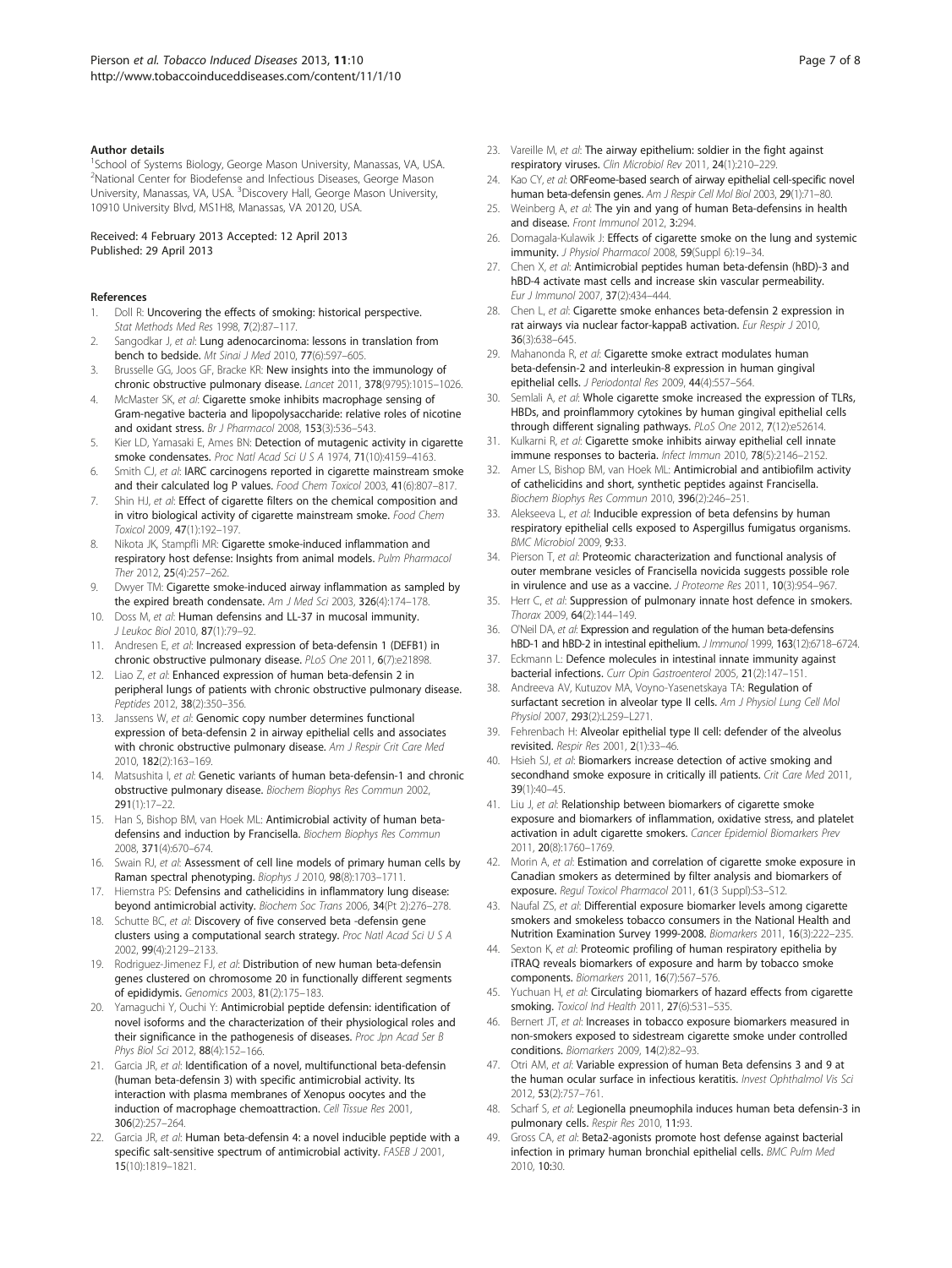#### Author details

[1]School of Systems Biology, George Mason University, Manassas, VA, USA. [2]National Center for Biodefense and Infectious Diseases, George Mason University, Manassas, VA, USA. [3]Discovery Hall, George Mason University, 10910 University Blvd, MS1H8, Manassas, VA 20120, USA.

Received: 4 February 2013 Accepted: 12 April 2013
Published: 29 April 2013

#### References

1. Doll R: **Uncovering the effects of smoking: historical perspective.** *Stat Methods Med Res* 1998, **7**(2):87–117.
2. Sangodkar J, *et al*: **Lung adenocarcinoma: lessons in translation from bench to bedside.** *Mt Sinai J Med* 2010, **77**(6):597–605.
3. Brusselle GG, Joos GF, Bracke KR: **New insights into the immunology of chronic obstructive pulmonary disease.** *Lancet* 2011, **378**(9795):1015–1026.
4. McMaster SK, *et al*: **Cigarette smoke inhibits macrophage sensing of Gram-negative bacteria and lipopolysaccharide: relative roles of nicotine and oxidant stress.** *Br J Pharmacol* 2008, **153**(3):536–543.
5. Kier LD, Yamasaki E, Ames BN: **Detection of mutagenic activity in cigarette smoke condensates.** *Proc Natl Acad Sci U S A* 1974, **71**(10):4159–4163.
6. Smith CJ, *et al*: **IARC carcinogens reported in cigarette mainstream smoke and their calculated log P values.** *Food Chem Toxicol* 2003, **41**(6):807–817.
7. Shin HJ, *et al*: **Effect of cigarette filters on the chemical composition and in vitro biological activity of cigarette mainstream smoke.** *Food Chem Toxicol* 2009, **47**(1):192–197.
8. Nikota JK, Stampfli MR: **Cigarette smoke-induced inflammation and respiratory host defense: Insights from animal models.** *Pulm Pharmacol Ther* 2012, **25**(4):257–262.
9. Dwyer TM: **Cigarette smoke-induced airway inflammation as sampled by the expired breath condensate.** *Am J Med Sci* 2003, **326**(4):174–178.
10. Doss M, *et al*: **Human defensins and LL-37 in mucosal immunity.** *J Leukoc Biol* 2010, **87**(1):79–92.
11. Andresen E, *et al*: **Increased expression of beta-defensin 1 (DEFB1) in chronic obstructive pulmonary disease.** *PLoS One* 2011, **6**(7):e21898.
12. Liao Z, *et al*: **Enhanced expression of human beta-defensin 2 in peripheral lungs of patients with chronic obstructive pulmonary disease.** *Peptides* 2012, **38**(2):350–356.
13. Janssens W, *et al*: **Genomic copy number determines functional expression of beta-defensin 2 in airway epithelial cells and associates with chronic obstructive pulmonary disease.** *Am J Respir Crit Care Med* 2010, **182**(2):163–169.
14. Matsushita I, *et al*: **Genetic variants of human beta-defensin-1 and chronic obstructive pulmonary disease.** *Biochem Biophys Res Commun* 2002, **291**(1):17–22.
15. Han S, Bishop BM, van Hoek ML: **Antimicrobial activity of human beta-defensins and induction by Francisella.** *Biochem Biophys Res Commun* 2008, **371**(4):670–674.
16. Swain RJ, *et al*: **Assessment of cell line models of primary human cells by Raman spectral phenotyping.** *Biophys J* 2010, **98**(8):1703–1711.
17. Hiemstra PS: **Defensins and cathelicidins in inflammatory lung disease: beyond antimicrobial activity.** *Biochem Soc Trans* 2006, **34**(Pt 2):276–278.
18. Schutte BC, *et al*: **Discovery of five conserved beta -defensin gene clusters using a computational search strategy.** *Proc Natl Acad Sci U S A* 2002, **99**(4):2129–2133.
19. Rodriguez-Jimenez FJ, *et al*: **Distribution of new human beta-defensin genes clustered on chromosome 20 in functionally different segments of epididymis.** *Genomics* 2003, **81**(2):175–183.
20. Yamaguchi Y, Ouchi Y: **Antimicrobial peptide defensin: identification of novel isoforms and the characterization of their physiological roles and their significance in the pathogenesis of diseases.** *Proc Jpn Acad Ser B Phys Biol Sci* 2012, **88**(4):152–166.
21. Garcia JR, *et al*: **Identification of a novel, multifunctional beta-defensin (human beta-defensin 3) with specific antimicrobial activity. Its interaction with plasma membranes of Xenopus oocytes and the induction of macrophage chemoattraction.** *Cell Tissue Res* 2001, **306**(2):257–264.
22. Garcia JR, *et al*: **Human beta-defensin 4: a novel inducible peptide with a specific salt-sensitive spectrum of antimicrobial activity.** *FASEB J* 2001, **15**(10):1819–1821.
23. Vareille M, *et al*: **The airway epithelium: soldier in the fight against respiratory viruses.** *Clin Microbiol Rev* 2011, **24**(1):210–229.
24. Kao CY, *et al*: **ORFeome-based search of airway epithelial cell-specific novel human beta-defensin genes.** *Am J Respir Cell Mol Biol* 2003, **29**(1):71–80.
25. Weinberg A, *et al*: **The yin and yang of human Beta-defensins in health and disease.** *Front Immunol* 2012, **3**:294.
26. Domagala-Kulawik J: **Effects of cigarette smoke on the lung and systemic immunity.** *J Physiol Pharmacol* 2008, **59**(Suppl 6):19–34.
27. Chen X, *et al*: **Antimicrobial peptides human beta-defensin (hBD)-3 and hBD-4 activate mast cells and increase skin vascular permeability.** *Eur J Immunol* 2007, **37**(2):434–444.
28. Chen L, *et al*: **Cigarette smoke enhances beta-defensin 2 expression in rat airways via nuclear factor-kappaB activation.** *Eur Respir J* 2010, **36**(3):638–645.
29. Mahanonda R, *et al*: **Cigarette smoke extract modulates human beta-defensin-2 and interleukin-8 expression in human gingival epithelial cells.** *J Periodontal Res* 2009, **44**(4):557–564.
30. Semlali A, *et al*: **Whole cigarette smoke increased the expression of TLRs, HBDs, and proinflammory cytokines by human gingival epithelial cells through different signaling pathways.** *PLoS One* 2012, **7**(12):e52614.
31. Kulkarni R, *et al*: **Cigarette smoke inhibits airway epithelial cell innate immune responses to bacteria.** *Infect Immun* 2010, **78**(5):2146–2152.
32. Amer LS, Bishop BM, van Hoek ML: **Antimicrobial and antibiofilm activity of cathelicidins and short, synthetic peptides against Francisella.** *Biochem Biophys Res Commun* 2010, **396**(2):246–251.
33. Alekseeva L, *et al*: **Inducible expression of beta defensins by human respiratory epithelial cells exposed to Aspergillus fumigatus organisms.** *BMC Microbiol* 2009, **9**:33.
34. Pierson T, *et al*: **Proteomic characterization and functional analysis of outer membrane vesicles of Francisella novicida suggests possible role in virulence and use as a vaccine.** *J Proteome Res* 2011, **10**(3):954–967.
35. Herr C, *et al*: **Suppression of pulmonary innate host defence in smokers.** *Thorax* 2009, **64**(2):144–149.
36. O'Neil DA, *et al*: **Expression and regulation of the human beta-defensins hBD-1 and hBD-2 in intestinal epithelium.** *J Immunol* 1999, **163**(12):6718–6724.
37. Eckmann L: **Defence molecules in intestinal innate immunity against bacterial infections.** *Curr Opin Gastroenterol* 2005, **21**(2):147–151.
38. Andreeva AV, Kutuzov MA, Voyno-Yasenetskaya TA: **Regulation of surfactant secretion in alveolar type II cells.** *Am J Physiol Lung Cell Mol Physiol* 2007, **293**(2):L259–L271.
39. Fehrenbach H: **Alveolar epithelial type II cell: defender of the alveolus revisited.** *Respir Res* 2001, **2**(1):33–46.
40. Hsieh SJ, *et al*: **Biomarkers increase detection of active smoking and secondhand smoke exposure in critically ill patients.** *Crit Care Med* 2011, **39**(1):40–45.
41. Liu J, *et al*: **Relationship between biomarkers of cigarette smoke exposure and biomarkers of inflammation, oxidative stress, and platelet activation in adult cigarette smokers.** *Cancer Epidemiol Biomarkers Prev* 2011, **20**(8):1760–1769.
42. Morin A, *et al*: **Estimation and correlation of cigarette smoke exposure in Canadian smokers as determined by filter analysis and biomarkers of exposure.** *Regul Toxicol Pharmacol* 2011, **61**(3 Suppl):S3–S12.
43. Naufal ZS, *et al*: **Differential exposure biomarker levels among cigarette smokers and smokeless tobacco consumers in the National Health and Nutrition Examination Survey 1999-2008.** *Biomarkers* 2011, **16**(3):222–235.
44. Sexton K, *et al*: **Proteomic profiling of human respiratory epithelia by iTRAQ reveals biomarkers of exposure and harm by tobacco smoke components.** *Biomarkers* 2011, **16**(7):567–576.
45. Yuchuan H, *et al*: **Circulating biomarkers of hazard effects from cigarette smoking.** *Toxicol Ind Health* 2011, **27**(6):531–535.
46. Bernert JT, *et al*: **Increases in tobacco exposure biomarkers measured in non-smokers exposed to sidestream cigarette smoke under controlled conditions.** *Biomarkers* 2009, **14**(2):82–93.
47. Otri AM, *et al*: **Variable expression of human Beta defensins 3 and 9 at the human ocular surface in infectious keratitis.** *Invest Ophthalmol Vis Sci* 2012, **53**(2):757–761.
48. Scharf S, *et al*: **Legionella pneumophila induces human beta defensin-3 in pulmonary cells.** *Respir Res* 2010, **11**:93.
49. Gross CA, *et al*: **Beta2-agonists promote host defense against bacterial infection in primary human bronchial epithelial cells.** *BMC Pulm Med* 2010, **10**:30.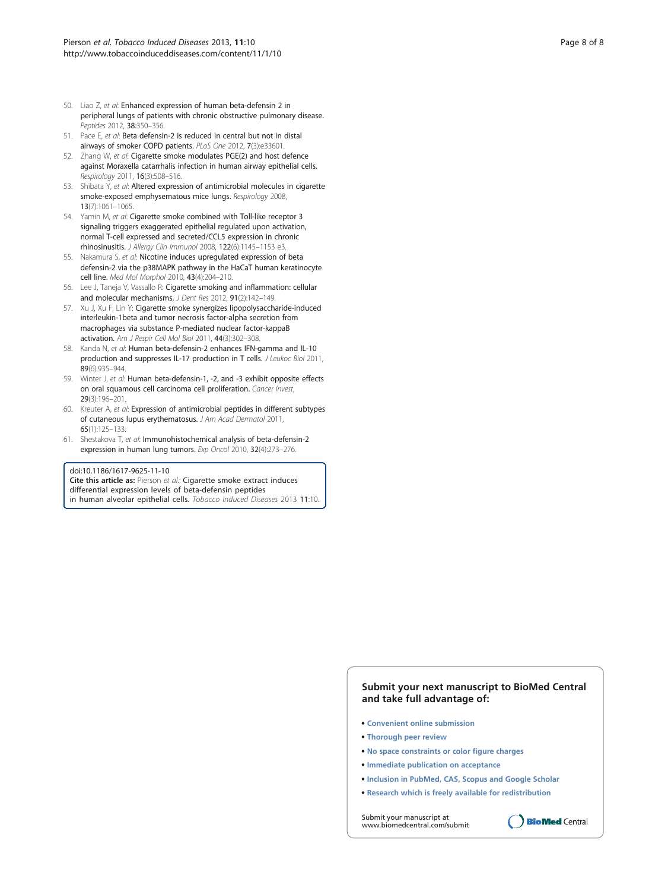50. Liao Z, *et al*: **Enhanced expression of human beta-defensin 2 in peripheral lungs of patients with chronic obstructive pulmonary disease.** *Peptides* 2012, **38:**350–356.
51. Pace E, *et al*: **Beta defensin-2 is reduced in central but not in distal airways of smoker COPD patients.** *PLoS One* 2012, **7**(3):e33601.
52. Zhang W, *et al*: **Cigarette smoke modulates PGE(2) and host defence against Moraxella catarrhalis infection in human airway epithelial cells.** *Respirology* 2011, **16**(3):508–516.
53. Shibata Y, *et al*: **Altered expression of antimicrobial molecules in cigarette smoke-exposed emphysematous mice lungs.** *Respirology* 2008, **13**(7):1061–1065.
54. Yamin M, *et al*: **Cigarette smoke combined with Toll-like receptor 3 signaling triggers exaggerated epithelial regulated upon activation, normal T-cell expressed and secreted/CCL5 expression in chronic rhinosinusitis.** *J Allergy Clin Immunol* 2008, **122**(6):1145–1153 e3.
55. Nakamura S, *et al*: **Nicotine induces upregulated expression of beta defensin-2 via the p38MAPK pathway in the HaCaT human keratinocyte cell line.** *Med Mol Morphol* 2010, **43**(4):204–210.
56. Lee J, Taneja V, Vassallo R: **Cigarette smoking and inflammation: cellular and molecular mechanisms.** *J Dent Res* 2012, **91**(2):142–149.
57. Xu J, Xu F, Lin Y: **Cigarette smoke synergizes lipopolysaccharide-induced interleukin-1beta and tumor necrosis factor-alpha secretion from macrophages via substance P-mediated nuclear factor-kappaB activation.** *Am J Respir Cell Mol Biol* 2011, **44**(3):302–308.
58. Kanda N, *et al*: **Human beta-defensin-2 enhances IFN-gamma and IL-10 production and suppresses IL-17 production in T cells.** *J Leukoc Biol* 2011, **89**(6):935–944.
59. Winter J, *et al*: **Human beta-defensin-1, -2, and -3 exhibit opposite effects on oral squamous cell carcinoma cell proliferation.** *Cancer Invest*, **29**(3):196–201.
60. Kreuter A, *et al*: **Expression of antimicrobial peptides in different subtypes of cutaneous lupus erythematosus.** *J Am Acad Dermatol* 2011, **65**(1):125–133.
61. Shestakova T, *et al*: **Immunohistochemical analysis of beta-defensin-2 expression in human lung tumors.** *Exp Oncol* 2010, **32**(4):273–276.

doi:10.1186/1617-9625-11-10
**Cite this article as:** Pierson *et al.*: Cigarette smoke extract induces differential expression levels of beta-defensin peptides in human alveolar epithelial cells. *Tobacco Induced Diseases* 2013 **11**:10.

**Submit your next manuscript to BioMed Central and take full advantage of:**

- **Convenient online submission**
- **Thorough peer review**
- **No space constraints or color figure charges**
- **Immediate publication on acceptance**
- **Inclusion in PubMed, CAS, Scopus and Google Scholar**
- **Research which is freely available for redistribution**

Submit your manuscript at
www.biomedcentral.com/submit

BioMed Central